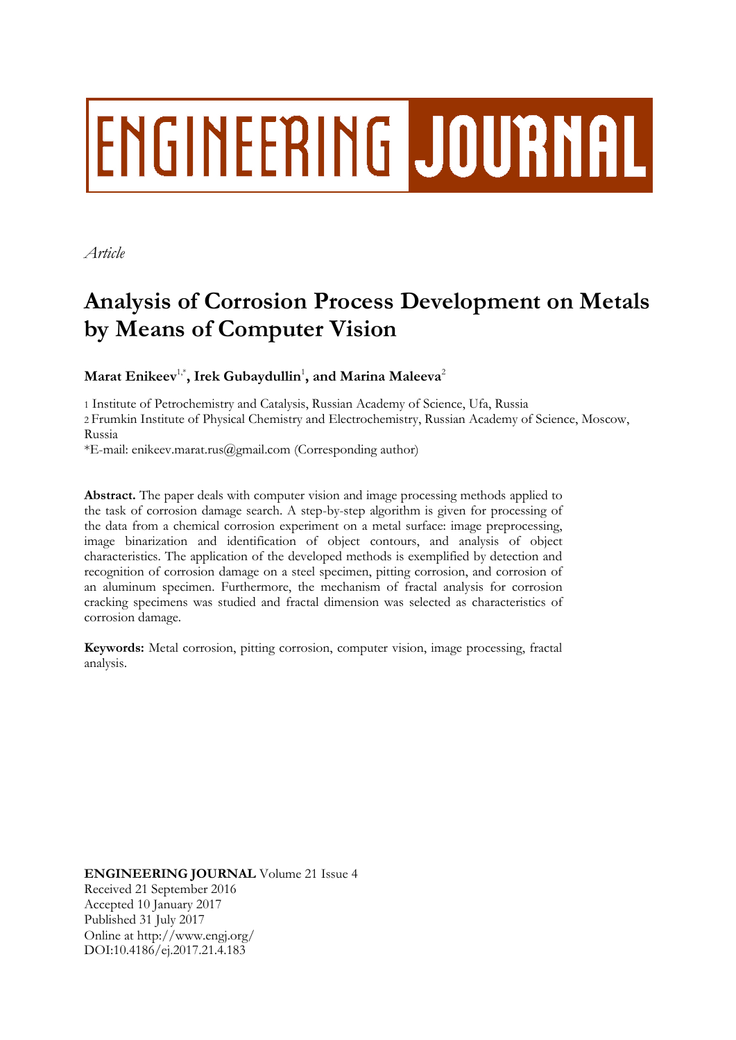# ENGINEERING JOURNAL

*Article*

# Analysis of Corrosion Process Development on Metals by Means of Computer Vision

**Marat Enikeev**[1,*]**, Irek Gubaydullin**[1]**, and Marina Maleeva**[2]

1 Institute of Petrochemistry and Catalysis, Russian Academy of Science, Ufa, Russia
2 Frumkin Institute of Physical Chemistry and Electrochemistry, Russian Academy of Science, Moscow, Russia
*E-mail: enikeev.marat.rus@gmail.com (Corresponding author)

**Abstract.** The paper deals with computer vision and image processing methods applied to the task of corrosion damage search. A step-by-step algorithm is given for processing of the data from a chemical corrosion experiment on a metal surface: image preprocessing, image binarization and identification of object contours, and analysis of object characteristics. The application of the developed methods is exemplified by detection and recognition of corrosion damage on a steel specimen, pitting corrosion, and corrosion of an aluminum specimen. Furthermore, the mechanism of fractal analysis for corrosion cracking specimens was studied and fractal dimension was selected as characteristics of corrosion damage.

**Keywords:** Metal corrosion, pitting corrosion, computer vision, image processing, fractal analysis.

**ENGINEERING JOURNAL** Volume 21 Issue 4
Received 21 September 2016
Accepted 10 January 2017
Published 31 July 2017
Online at http://www.engj.org/
DOI:10.4186/ej.2017.21.4.183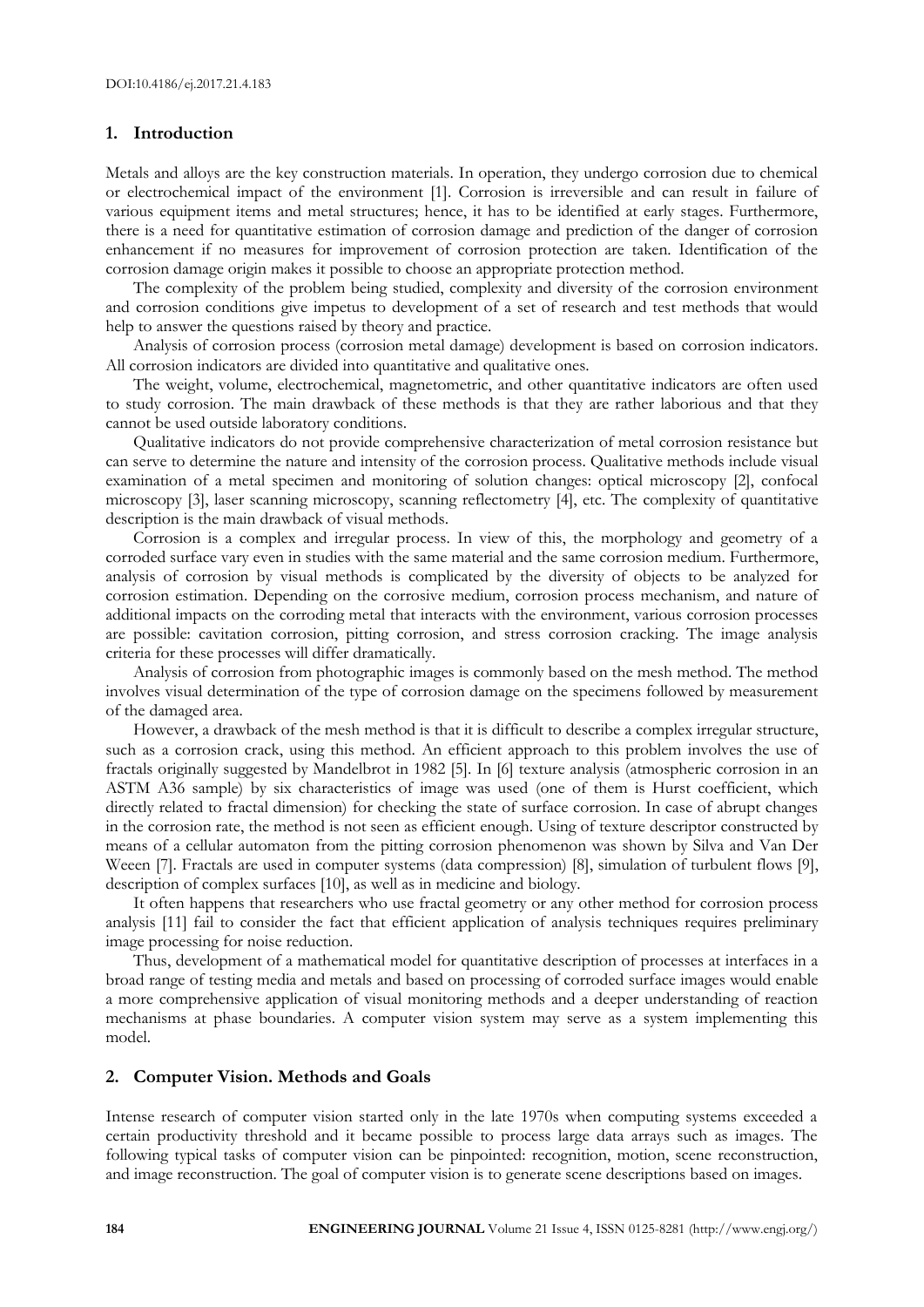## 1. Introduction

Metals and alloys are the key construction materials. In operation, they undergo corrosion due to chemical or electrochemical impact of the environment [1]. Corrosion is irreversible and can result in failure of various equipment items and metal structures; hence, it has to be identified at early stages. Furthermore, there is a need for quantitative estimation of corrosion damage and prediction of the danger of corrosion enhancement if no measures for improvement of corrosion protection are taken. Identification of the corrosion damage origin makes it possible to choose an appropriate protection method.

The complexity of the problem being studied, complexity and diversity of the corrosion environment and corrosion conditions give impetus to development of a set of research and test methods that would help to answer the questions raised by theory and practice.

Analysis of corrosion process (corrosion metal damage) development is based on corrosion indicators. All corrosion indicators are divided into quantitative and qualitative ones.

The weight, volume, electrochemical, magnetometric, and other quantitative indicators are often used to study corrosion. The main drawback of these methods is that they are rather laborious and that they cannot be used outside laboratory conditions.

Qualitative indicators do not provide comprehensive characterization of metal corrosion resistance but can serve to determine the nature and intensity of the corrosion process. Qualitative methods include visual examination of a metal specimen and monitoring of solution changes: optical microscopy [2], confocal microscopy [3], laser scanning microscopy, scanning reflectometry [4], etc. The complexity of quantitative description is the main drawback of visual methods.

Corrosion is a complex and irregular process. In view of this, the morphology and geometry of a corroded surface vary even in studies with the same material and the same corrosion medium. Furthermore, analysis of corrosion by visual methods is complicated by the diversity of objects to be analyzed for corrosion estimation. Depending on the corrosive medium, corrosion process mechanism, and nature of additional impacts on the corroding metal that interacts with the environment, various corrosion processes are possible: cavitation corrosion, pitting corrosion, and stress corrosion cracking. The image analysis criteria for these processes will differ dramatically.

Analysis of corrosion from photographic images is commonly based on the mesh method. The method involves visual determination of the type of corrosion damage on the specimens followed by measurement of the damaged area.

However, a drawback of the mesh method is that it is difficult to describe a complex irregular structure, such as a corrosion crack, using this method. An efficient approach to this problem involves the use of fractals originally suggested by Mandelbrot in 1982 [5]. In [6] texture analysis (atmospheric corrosion in an ASTM A36 sample) by six characteristics of image was used (one of them is Hurst coefficient, which directly related to fractal dimension) for checking the state of surface corrosion. In case of abrupt changes in the corrosion rate, the method is not seen as efficient enough. Using of texture descriptor constructed by means of a cellular automaton from the pitting corrosion phenomenon was shown by Silva and Van Der Weeen [7]. Fractals are used in computer systems (data compression) [8], simulation of turbulent flows [9], description of complex surfaces [10], as well as in medicine and biology.

It often happens that researchers who use fractal geometry or any other method for corrosion process analysis [11] fail to consider the fact that efficient application of analysis techniques requires preliminary image processing for noise reduction.

Thus, development of a mathematical model for quantitative description of processes at interfaces in a broad range of testing media and metals and based on processing of corroded surface images would enable a more comprehensive application of visual monitoring methods and a deeper understanding of reaction mechanisms at phase boundaries. A computer vision system may serve as a system implementing this model.

## 2. Computer Vision. Methods and Goals

Intense research of computer vision started only in the late 1970s when computing systems exceeded a certain productivity threshold and it became possible to process large data arrays such as images. The following typical tasks of computer vision can be pinpointed: recognition, motion, scene reconstruction, and image reconstruction. The goal of computer vision is to generate scene descriptions based on images.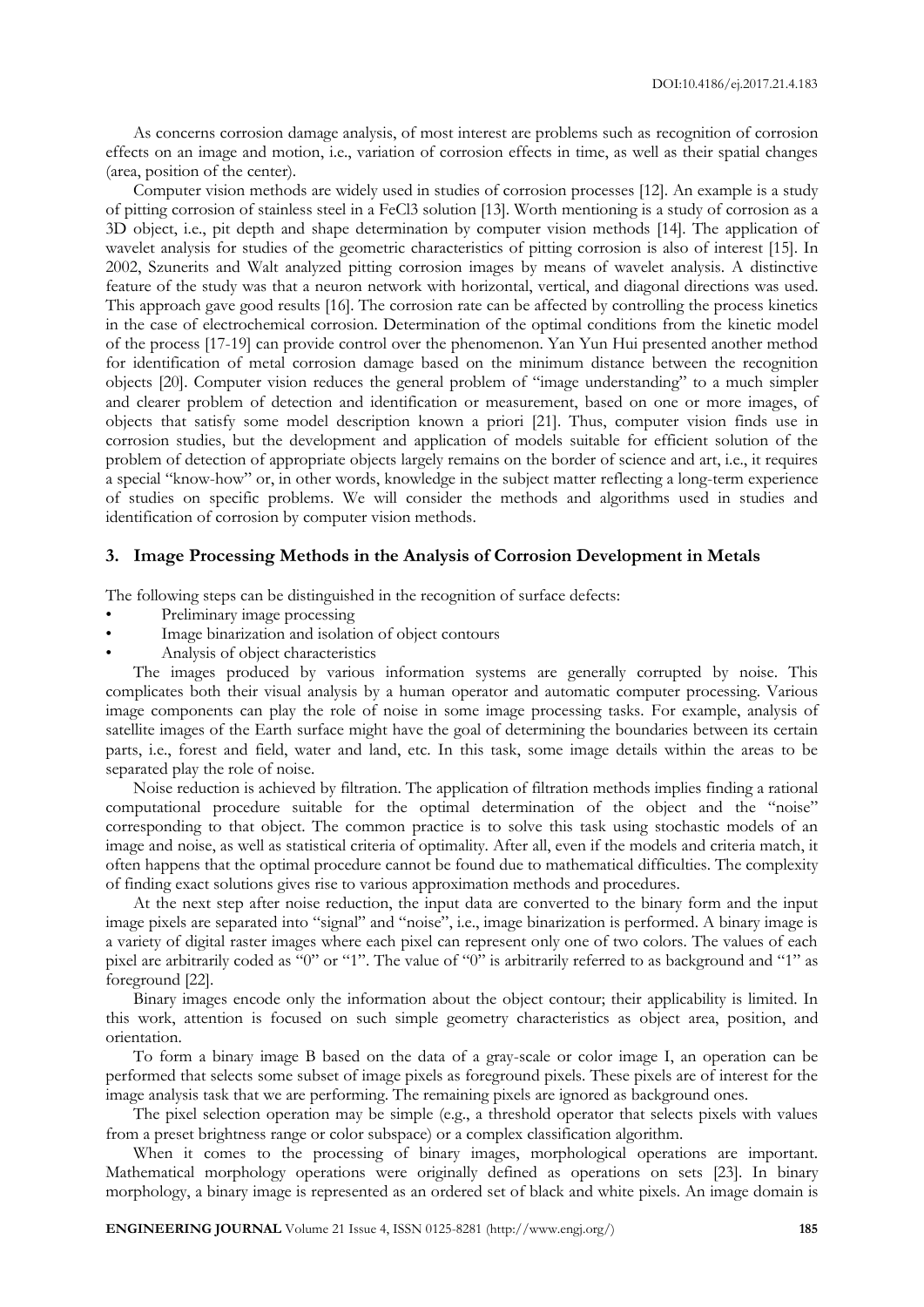As concerns corrosion damage analysis, of most interest are problems such as recognition of corrosion effects on an image and motion, i.e., variation of corrosion effects in time, as well as their spatial changes (area, position of the center).

Computer vision methods are widely used in studies of corrosion processes [12]. An example is a study of pitting corrosion of stainless steel in a FeCl3 solution [13]. Worth mentioning is a study of corrosion as a 3D object, i.e., pit depth and shape determination by computer vision methods [14]. The application of wavelet analysis for studies of the geometric characteristics of pitting corrosion is also of interest [15]. In 2002, Szunerits and Walt analyzed pitting corrosion images by means of wavelet analysis. A distinctive feature of the study was that a neuron network with horizontal, vertical, and diagonal directions was used. This approach gave good results [16]. The corrosion rate can be affected by controlling the process kinetics in the case of electrochemical corrosion. Determination of the optimal conditions from the kinetic model of the process [17-19] can provide control over the phenomenon. Yan Yun Hui presented another method for identification of metal corrosion damage based on the minimum distance between the recognition objects [20]. Computer vision reduces the general problem of "image understanding" to a much simpler and clearer problem of detection and identification or measurement, based on one or more images, of objects that satisfy some model description known a priori [21]. Thus, computer vision finds use in corrosion studies, but the development and application of models suitable for efficient solution of the problem of detection of appropriate objects largely remains on the border of science and art, i.e., it requires a special "know-how" or, in other words, knowledge in the subject matter reflecting a long-term experience of studies on specific problems. We will consider the methods and algorithms used in studies and identification of corrosion by computer vision methods.

## 3. Image Processing Methods in the Analysis of Corrosion Development in Metals

The following steps can be distinguished in the recognition of surface defects:

- Preliminary image processing
- Image binarization and isolation of object contours
- Analysis of object characteristics

The images produced by various information systems are generally corrupted by noise. This complicates both their visual analysis by a human operator and automatic computer processing. Various image components can play the role of noise in some image processing tasks. For example, analysis of satellite images of the Earth surface might have the goal of determining the boundaries between its certain parts, i.e., forest and field, water and land, etc. In this task, some image details within the areas to be separated play the role of noise.

Noise reduction is achieved by filtration. The application of filtration methods implies finding a rational computational procedure suitable for the optimal determination of the object and the "noise" corresponding to that object. The common practice is to solve this task using stochastic models of an image and noise, as well as statistical criteria of optimality. After all, even if the models and criteria match, it often happens that the optimal procedure cannot be found due to mathematical difficulties. The complexity of finding exact solutions gives rise to various approximation methods and procedures.

At the next step after noise reduction, the input data are converted to the binary form and the input image pixels are separated into "signal" and "noise", i.e., image binarization is performed. A binary image is a variety of digital raster images where each pixel can represent only one of two colors. The values of each pixel are arbitrarily coded as "0" or "1". The value of "0" is arbitrarily referred to as background and "1" as foreground [22].

Binary images encode only the information about the object contour; their applicability is limited. In this work, attention is focused on such simple geometry characteristics as object area, position, and orientation.

To form a binary image B based on the data of a gray-scale or color image I, an operation can be performed that selects some subset of image pixels as foreground pixels. These pixels are of interest for the image analysis task that we are performing. The remaining pixels are ignored as background ones.

The pixel selection operation may be simple (e.g., a threshold operator that selects pixels with values from a preset brightness range or color subspace) or a complex classification algorithm.

When it comes to the processing of binary images, morphological operations are important. Mathematical morphology operations were originally defined as operations on sets [23]. In binary morphology, a binary image is represented as an ordered set of black and white pixels. An image domain is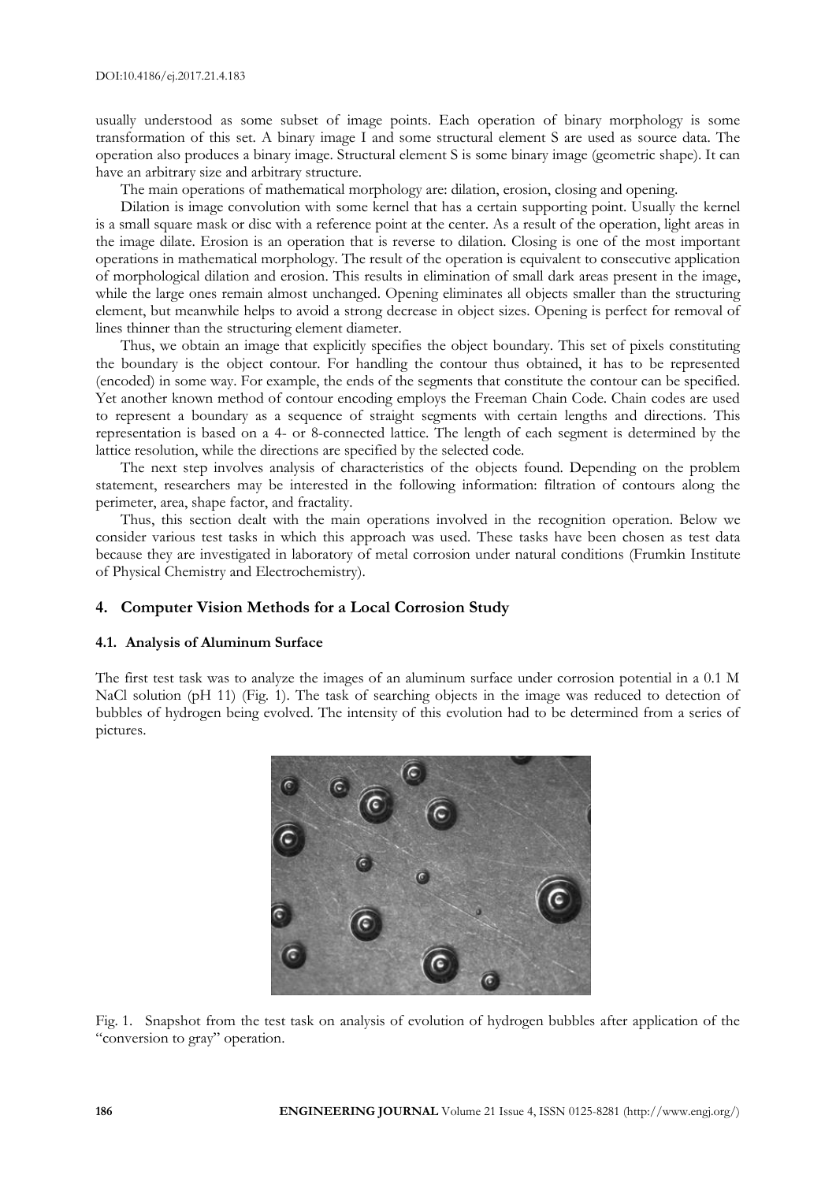usually understood as some subset of image points. Each operation of binary morphology is some transformation of this set. A binary image I and some structural element S are used as source data. The operation also produces a binary image. Structural element S is some binary image (geometric shape). It can have an arbitrary size and arbitrary structure.

The main operations of mathematical morphology are: dilation, erosion, closing and opening.

Dilation is image convolution with some kernel that has a certain supporting point. Usually the kernel is a small square mask or disc with a reference point at the center. As a result of the operation, light areas in the image dilate. Erosion is an operation that is reverse to dilation. Closing is one of the most important operations in mathematical morphology. The result of the operation is equivalent to consecutive application of morphological dilation and erosion. This results in elimination of small dark areas present in the image, while the large ones remain almost unchanged. Opening eliminates all objects smaller than the structuring element, but meanwhile helps to avoid a strong decrease in object sizes. Opening is perfect for removal of lines thinner than the structuring element diameter.

Thus, we obtain an image that explicitly specifies the object boundary. This set of pixels constituting the boundary is the object contour. For handling the contour thus obtained, it has to be represented (encoded) in some way. For example, the ends of the segments that constitute the contour can be specified. Yet another known method of contour encoding employs the Freeman Chain Code. Chain codes are used to represent a boundary as a sequence of straight segments with certain lengths and directions. This representation is based on a 4- or 8-connected lattice. The length of each segment is determined by the lattice resolution, while the directions are specified by the selected code.

The next step involves analysis of characteristics of the objects found. Depending on the problem statement, researchers may be interested in the following information: filtration of contours along the perimeter, area, shape factor, and fractality.

Thus, this section dealt with the main operations involved in the recognition operation. Below we consider various test tasks in which this approach was used. These tasks have been chosen as test data because they are investigated in laboratory of metal corrosion under natural conditions (Frumkin Institute of Physical Chemistry and Electrochemistry).

## 4. Computer Vision Methods for a Local Corrosion Study

### 4.1. Analysis of Aluminum Surface

The first test task was to analyze the images of an aluminum surface under corrosion potential in a 0.1 M NaCl solution (pH 11) (Fig. 1). The task of searching objects in the image was reduced to detection of bubbles of hydrogen being evolved. The intensity of this evolution had to be determined from a series of pictures.

Fig. 1. Snapshot from the test task on analysis of evolution of hydrogen bubbles after application of the "conversion to gray" operation.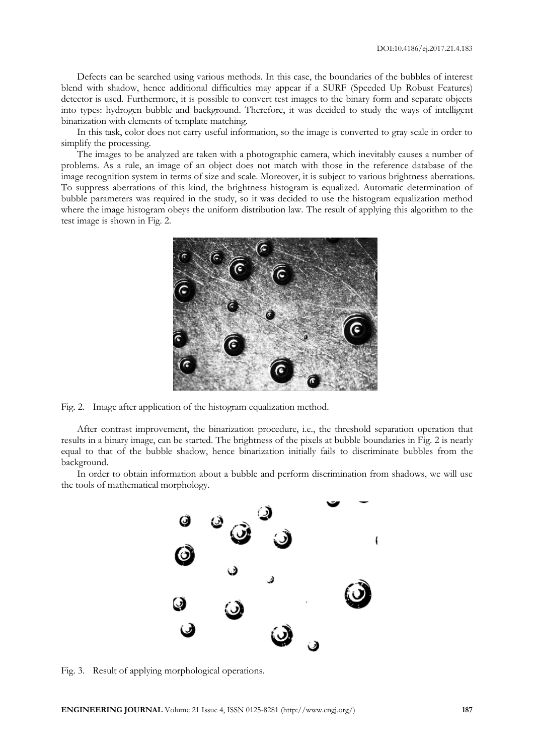Defects can be searched using various methods. In this case, the boundaries of the bubbles of interest blend with shadow, hence additional difficulties may appear if a SURF (Speeded Up Robust Features) detector is used. Furthermore, it is possible to convert test images to the binary form and separate objects into types: hydrogen bubble and background. Therefore, it was decided to study the ways of intelligent binarization with elements of template matching.

In this task, color does not carry useful information, so the image is converted to gray scale in order to simplify the processing.

The images to be analyzed are taken with a photographic camera, which inevitably causes a number of problems. As a rule, an image of an object does not match with those in the reference database of the image recognition system in terms of size and scale. Moreover, it is subject to various brightness aberrations. To suppress aberrations of this kind, the brightness histogram is equalized. Automatic determination of bubble parameters was required in the study, so it was decided to use the histogram equalization method where the image histogram obeys the uniform distribution law. The result of applying this algorithm to the test image is shown in Fig. 2.

Fig. 2. Image after application of the histogram equalization method.

After contrast improvement, the binarization procedure, i.e., the threshold separation operation that results in a binary image, can be started. The brightness of the pixels at bubble boundaries in Fig. 2 is nearly equal to that of the bubble shadow, hence binarization initially fails to discriminate bubbles from the background.

In order to obtain information about a bubble and perform discrimination from shadows, we will use the tools of mathematical morphology.

Fig. 3. Result of applying morphological operations.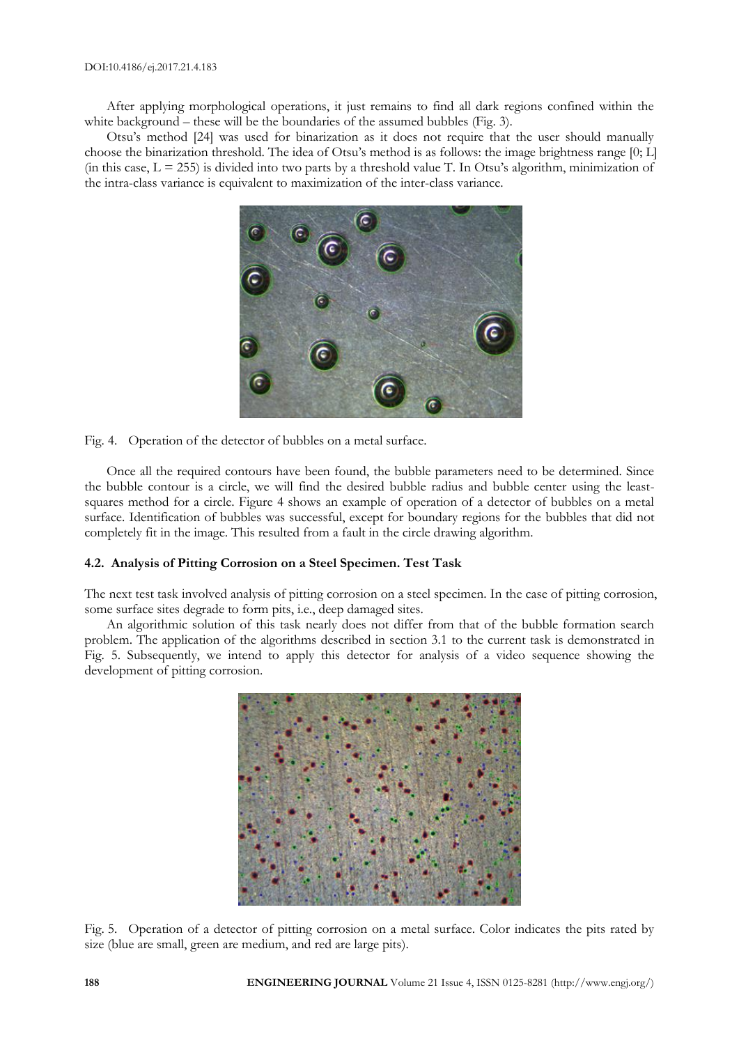After applying morphological operations, it just remains to find all dark regions confined within the white background – these will be the boundaries of the assumed bubbles (Fig. 3).

Otsu's method [24] was used for binarization as it does not require that the user should manually choose the binarization threshold. The idea of Otsu's method is as follows: the image brightness range [0; L] (in this case, $L = 255$) is divided into two parts by a threshold value T. In Otsu's algorithm, minimization of the intra-class variance is equivalent to maximization of the inter-class variance.

Fig. 4. Operation of the detector of bubbles on a metal surface.

Once all the required contours have been found, the bubble parameters need to be determined. Since the bubble contour is a circle, we will find the desired bubble radius and bubble center using the least-squares method for a circle. Figure 4 shows an example of operation of a detector of bubbles on a metal surface. Identification of bubbles was successful, except for boundary regions for the bubbles that did not completely fit in the image. This resulted from a fault in the circle drawing algorithm.

### 4.2. Analysis of Pitting Corrosion on a Steel Specimen. Test Task

The next test task involved analysis of pitting corrosion on a steel specimen. In the case of pitting corrosion, some surface sites degrade to form pits, i.e., deep damaged sites.

An algorithmic solution of this task nearly does not differ from that of the bubble formation search problem. The application of the algorithms described in section 3.1 to the current task is demonstrated in Fig. 5. Subsequently, we intend to apply this detector for analysis of a video sequence showing the development of pitting corrosion.

Fig. 5. Operation of a detector of pitting corrosion on a metal surface. Color indicates the pits rated by size (blue are small, green are medium, and red are large pits).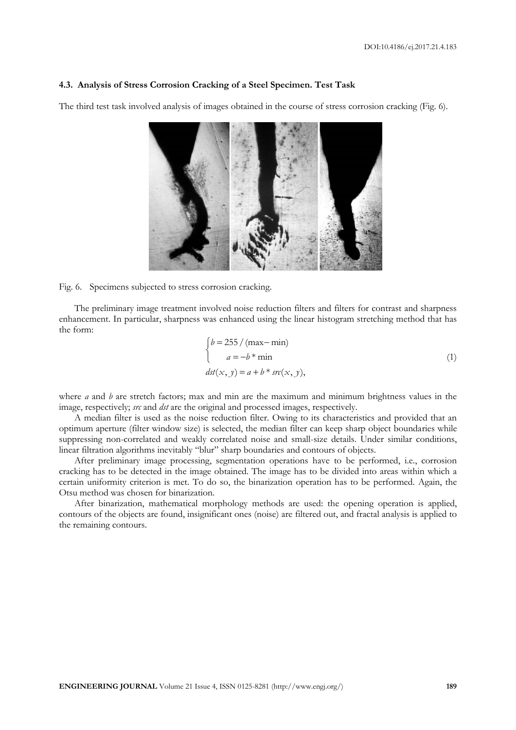### 4.3. Analysis of Stress Corrosion Cracking of a Steel Specimen. Test Task

The third test task involved analysis of images obtained in the course of stress corrosion cracking (Fig. 6).

Fig. 6. Specimens subjected to stress corrosion cracking.

The preliminary image treatment involved noise reduction filters and filters for contrast and sharpness enhancement. In particular, sharpness was enhanced using the linear histogram stretching method that has the form:

$$
\begin{cases} b = 255 / (\max - \min) \\ a = -b * \min \end{cases}
$$
$$
dst(x, y) = a + b * src(x, y), \tag{1}
$$

where *a* and *b* are stretch factors; max and min are the maximum and minimum brightness values in the image, respectively; *src* and *dst* are the original and processed images, respectively.

A median filter is used as the noise reduction filter. Owing to its characteristics and provided that an optimum aperture (filter window size) is selected, the median filter can keep sharp object boundaries while suppressing non-correlated and weakly correlated noise and small-size details. Under similar conditions, linear filtration algorithms inevitably "blur" sharp boundaries and contours of objects.

After preliminary image processing, segmentation operations have to be performed, i.e., corrosion cracking has to be detected in the image obtained. The image has to be divided into areas within which a certain uniformity criterion is met. To do so, the binarization operation has to be performed. Again, the Otsu method was chosen for binarization.

After binarization, mathematical morphology methods are used: the opening operation is applied, contours of the objects are found, insignificant ones (noise) are filtered out, and fractal analysis is applied to the remaining contours.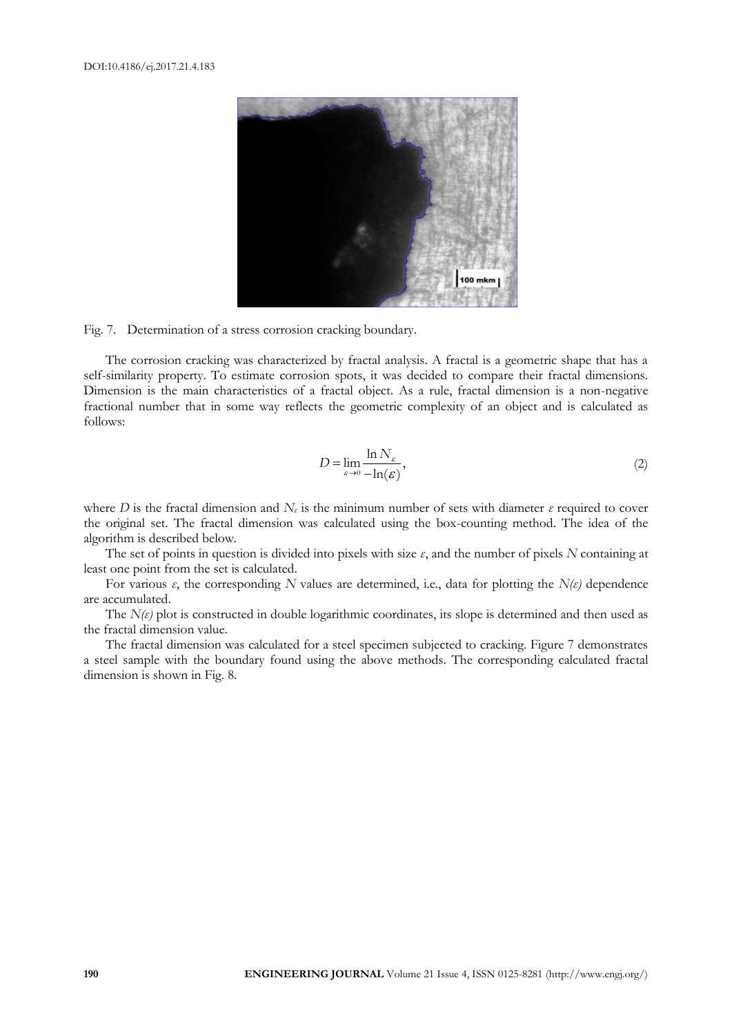Fig. 7. Determination of a stress corrosion cracking boundary.

The corrosion cracking was characterized by fractal analysis. A fractal is a geometric shape that has a self-similarity property. To estimate corrosion spots, it was decided to compare their fractal dimensions. Dimension is the main characteristics of a fractal object. As a rule, fractal dimension is a non-negative fractional number that in some way reflects the geometric complexity of an object and is calculated as follows:

$$D = \lim_{\varepsilon \to 0} \frac{\ln N_{\varepsilon}}{-\ln(\varepsilon)}, \tag{2}$$

where $D$ is the fractal dimension and $N_{\varepsilon}$ is the minimum number of sets with diameter $\varepsilon$ required to cover the original set. The fractal dimension was calculated using the box-counting method. The idea of the algorithm is described below.

The set of points in question is divided into pixels with size $\varepsilon$, and the number of pixels $N$ containing at least one point from the set is calculated.

For various $\varepsilon$, the corresponding $N$ values are determined, i.e., data for plotting the $N(\varepsilon)$ dependence are accumulated.

The $N(\varepsilon)$ plot is constructed in double logarithmic coordinates, its slope is determined and then used as the fractal dimension value.

The fractal dimension was calculated for a steel specimen subjected to cracking. Figure 7 demonstrates a steel sample with the boundary found using the above methods. The corresponding calculated fractal dimension is shown in Fig. 8.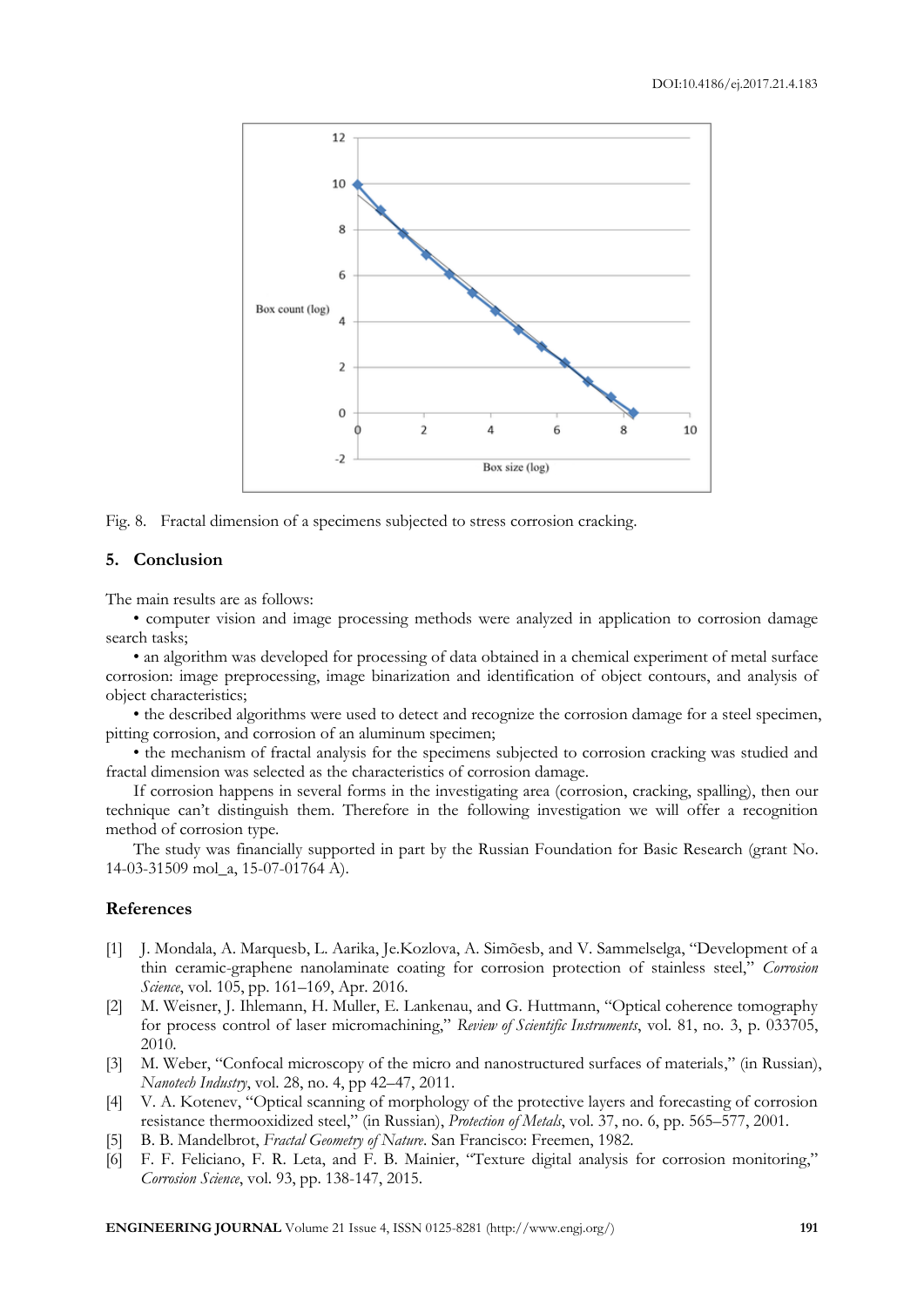Fig. 8. Fractal dimension of a specimens subjected to stress corrosion cracking.

## 5. Conclusion

The main results are as follows:

• computer vision and image processing methods were analyzed in application to corrosion damage search tasks;

• an algorithm was developed for processing of data obtained in a chemical experiment of metal surface corrosion: image preprocessing, image binarization and identification of object contours, and analysis of object characteristics;

• the described algorithms were used to detect and recognize the corrosion damage for a steel specimen, pitting corrosion, and corrosion of an aluminum specimen;

• the mechanism of fractal analysis for the specimens subjected to corrosion cracking was studied and fractal dimension was selected as the characteristics of corrosion damage.

If corrosion happens in several forms in the investigating area (corrosion, cracking, spalling), then our technique can't distinguish them. Therefore in the following investigation we will offer a recognition method of corrosion type.

The study was financially supported in part by the Russian Foundation for Basic Research (grant No. 14-03-31509 mol_a, 15-07-01764 A).

## References

[1] J. Mondala, A. Marquesb, L. Aarika, Je.Kozlova, A. Simõesb, and V. Sammelselga, "Development of a thin ceramic-graphene nanolaminate coating for corrosion protection of stainless steel," *Corrosion Science*, vol. 105, pp. 161–169, Apr. 2016.

[2] M. Weisner, J. Ihlemann, H. Muller, E. Lankenau, and G. Huttmann, "Optical coherence tomography for process control of laser micromachining," *Review of Scientific Instruments*, vol. 81, no. 3, p. 033705, 2010.

[3] M. Weber, "Confocal microscopy of the micro and nanostructured surfaces of materials," (in Russian), *Nanotech Industry*, vol. 28, no. 4, pp 42–47, 2011.

[4] V. A. Kotenev, "Optical scanning of morphology of the protective layers and forecasting of corrosion resistance thermooxidized steel," (in Russian), *Protection of Metals*, vol. 37, no. 6, pp. 565–577, 2001.

[5] B. B. Mandelbrot, *Fractal Geometry of Nature*. San Francisco: Freemen, 1982.

[6] F. F. Feliciano, F. R. Leta, and F. B. Mainier, "Texture digital analysis for corrosion monitoring," *Corrosion Science*, vol. 93, pp. 138-147, 2015.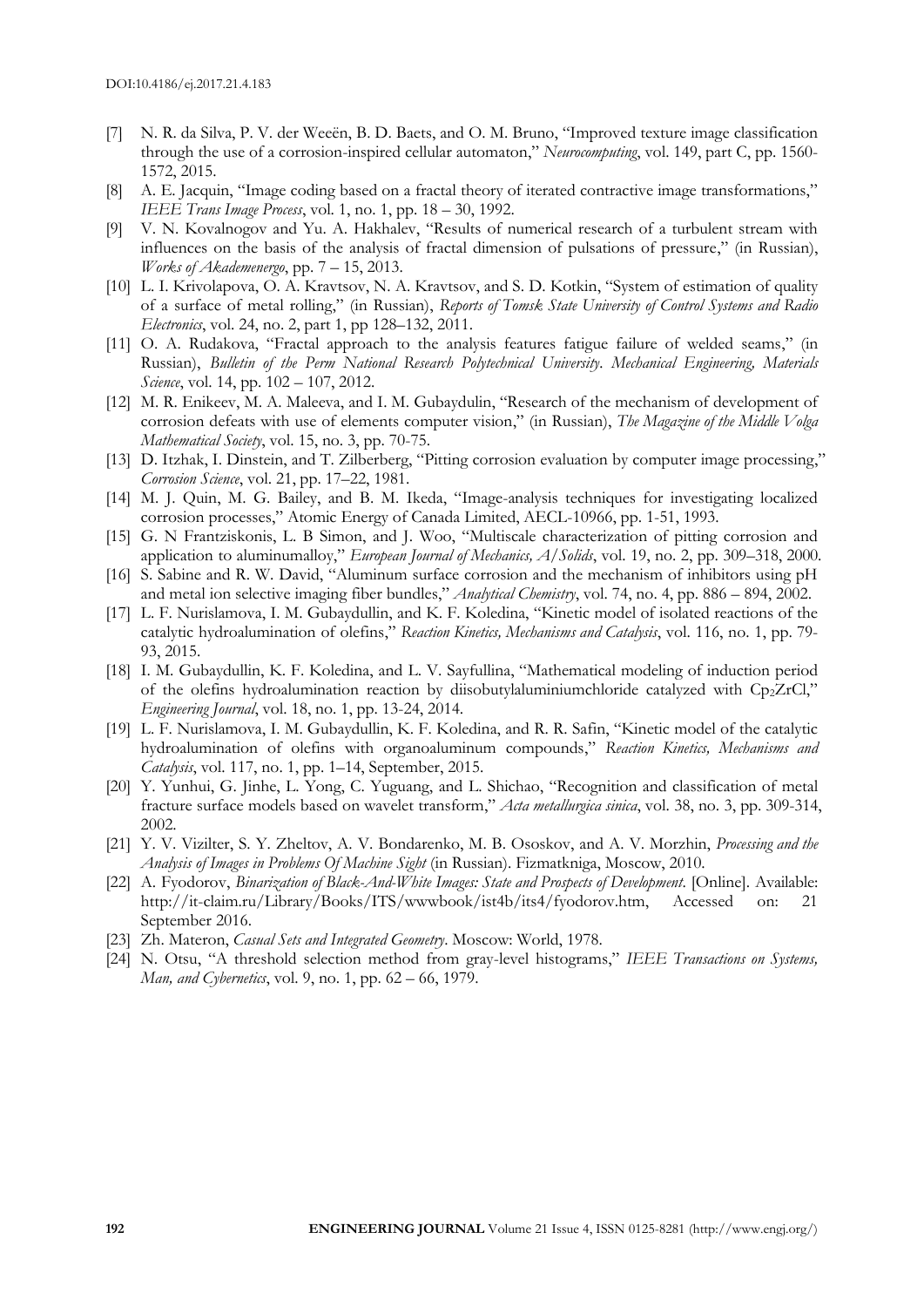[7] N. R. da Silva, P. V. der Weeën, B. D. Baets, and O. M. Bruno, "Improved texture image classification through the use of a corrosion-inspired cellular automaton," *Neurocomputing*, vol. 149, part C, pp. 1560-1572, 2015.

[8] A. E. Jacquin, "Image coding based on a fractal theory of iterated contractive image transformations," *IEEE Trans Image Process*, vol. 1, no. 1, pp. 18 – 30, 1992.

[9] V. N. Kovalnogov and Yu. A. Hakhalev, "Results of numerical research of a turbulent stream with influences on the basis of the analysis of fractal dimension of pulsations of pressure," (in Russian), *Works of Akademenergo*, pp. 7 – 15, 2013.

[10] L. I. Krivolapova, O. A. Kravtsov, N. A. Kravtsov, and S. D. Kotkin, "System of estimation of quality of a surface of metal rolling," (in Russian), *Reports of Tomsk State University of Control Systems and Radio Electronics*, vol. 24, no. 2, part 1, pp 128–132, 2011.

[11] O. A. Rudakova, "Fractal approach to the analysis features fatigue failure of welded seams," (in Russian), *Bulletin of the Perm National Research Polytechnical University. Mechanical Engineering, Materials Science*, vol. 14, pp. 102 – 107, 2012.

[12] M. R. Enikeev, M. A. Maleeva, and I. M. Gubaydulin, "Research of the mechanism of development of corrosion defeats with use of elements computer vision," (in Russian), *The Magazine of the Middle Volga Mathematical Society*, vol. 15, no. 3, pp. 70-75.

[13] D. Itzhak, I. Dinstein, and T. Zilberberg, "Pitting corrosion evaluation by computer image processing," *Corrosion Science*, vol. 21, pp. 17–22, 1981.

[14] M. J. Quin, M. G. Bailey, and B. M. Ikeda, "Image-analysis techniques for investigating localized corrosion processes," Atomic Energy of Canada Limited, AECL-10966, pp. 1-51, 1993.

[15] G. N Frantziskonis, L. B Simon, and J. Woo, "Multiscale characterization of pitting corrosion and application to aluminumalloy," *European Journal of Mechanics, A/Solids*, vol. 19, no. 2, pp. 309–318, 2000.

[16] S. Sabine and R. W. David, "Aluminum surface corrosion and the mechanism of inhibitors using pH and metal ion selective imaging fiber bundles," *Analytical Chemistry*, vol. 74, no. 4, pp. 886 – 894, 2002.

[17] L. F. Nurislamova, I. M. Gubaydullin, and K. F. Koledina, "Kinetic model of isolated reactions of the catalytic hydroalumination of olefins," *Reaction Kinetics, Mechanisms and Catalysis*, vol. 116, no. 1, pp. 79-93, 2015.

[18] I. M. Gubaydullin, K. F. Koledina, and L. V. Sayfullina, "Mathematical modeling of induction period of the olefins hydroalumination reaction by diisobutylaluminiumchloride catalyzed with $Cp_2ZrCl$," *Engineering Journal*, vol. 18, no. 1, pp. 13-24, 2014.

[19] L. F. Nurislamova, I. M. Gubaydullin, K. F. Koledina, and R. R. Safin, "Kinetic model of the catalytic hydroalumination of olefins with organoaluminum compounds," *Reaction Kinetics, Mechanisms and Catalysis*, vol. 117, no. 1, pp. 1–14, September, 2015.

[20] Y. Yunhui, G. Jinhe, L. Yong, C. Yuguang, and L. Shichao, "Recognition and classification of metal fracture surface models based on wavelet transform," *Acta metallurgica sinica*, vol. 38, no. 3, pp. 309-314, 2002.

[21] Y. V. Vizilter, S. Y. Zheltov, A. V. Bondarenko, M. B. Ososkov, and A. V. Morzhin, *Processing and the Analysis of Images in Problems Of Machine Sight* (in Russian). Fizmatkniga, Moscow, 2010.

[22] A. Fyodorov, *Binarization of Black-And-White Images: State and Prospects of Development*. [Online]. Available: http://it-claim.ru/Library/Books/ITS/wwwbook/ist4b/its4/fyodorov.htm, Accessed on: 21 September 2016.

[23] Zh. Materon, *Casual Sets and Integrated Geometry*. Moscow: World, 1978.

[24] N. Otsu, "A threshold selection method from gray-level histograms," *IEEE Transactions on Systems, Man, and Cybernetics*, vol. 9, no. 1, pp. 62 – 66, 1979.